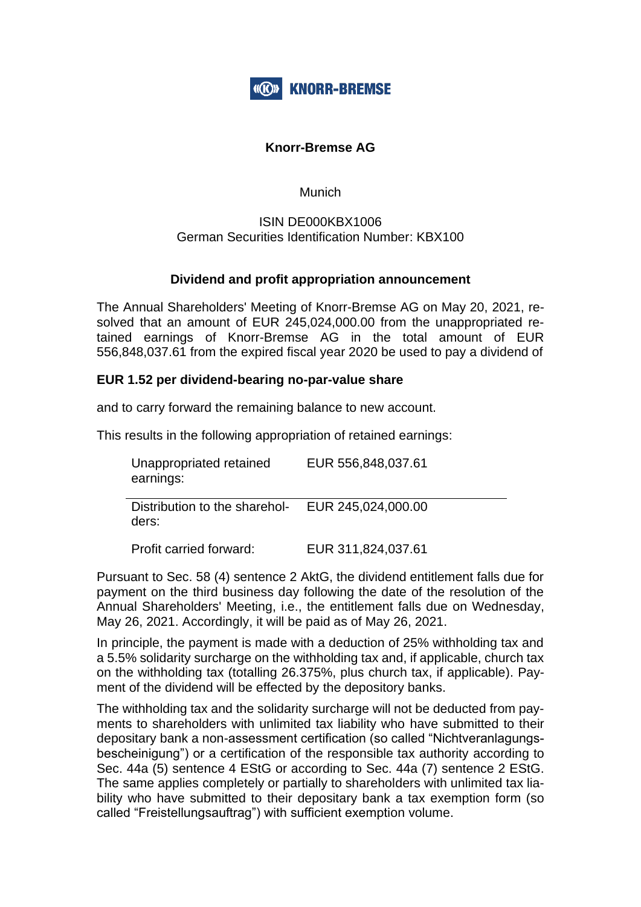**KNORR-BREMSE**

# Knorr-Bremse AG

Munich

ISIN DE000KBX1006
German Securities Identification Number: KBX100

## Dividend and profit appropriation announcement

The Annual Shareholders' Meeting of Knorr-Bremse AG on May 20, 2021, resolved that an amount of EUR 245,024,000.00 from the unappropriated retained earnings of Knorr-Bremse AG in the total amount of EUR 556,848,037.61 from the expired fiscal year 2020 be used to pay a dividend of

**EUR 1.52 per dividend-bearing no-par-value share**

and to carry forward the remaining balance to new account.

This results in the following appropriation of retained earnings:

| | |
|---|---|
| Unappropriated retained earnings: | EUR 556,848,037.61 |
| Distribution to the shareholders: | EUR 245,024,000.00 |
| Profit carried forward: | EUR 311,824,037.61 |

Pursuant to Sec. 58 (4) sentence 2 AktG, the dividend entitlement falls due for payment on the third business day following the date of the resolution of the Annual Shareholders' Meeting, i.e., the entitlement falls due on Wednesday, May 26, 2021. Accordingly, it will be paid as of May 26, 2021.

In principle, the payment is made with a deduction of 25% withholding tax and a 5.5% solidarity surcharge on the withholding tax and, if applicable, church tax on the withholding tax (totalling 26.375%, plus church tax, if applicable). Payment of the dividend will be effected by the depository banks.

The withholding tax and the solidarity surcharge will not be deducted from payments to shareholders with unlimited tax liability who have submitted to their depositary bank a non-assessment certification (so called "Nichtveranlagungsbescheinigung") or a certification of the responsible tax authority according to Sec. 44a (5) sentence 4 EStG or according to Sec. 44a (7) sentence 2 EStG. The same applies completely or partially to shareholders with unlimited tax liability who have submitted to their depositary bank a tax exemption form (so called "Freistellungsauftrag") with sufficient exemption volume.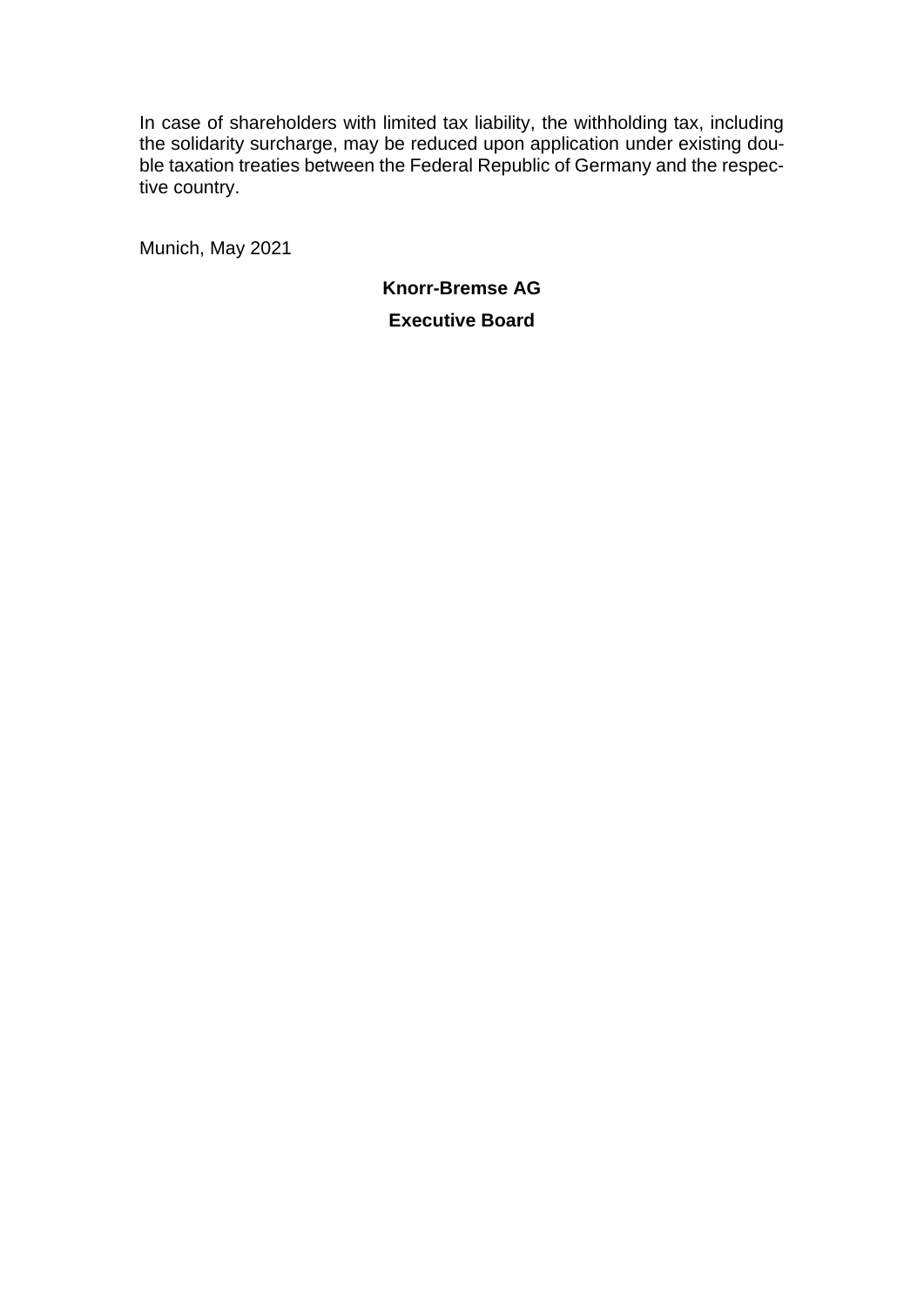In case of shareholders with limited tax liability, the withholding tax, including the solidarity surcharge, may be reduced upon application under existing double taxation treaties between the Federal Republic of Germany and the respective country.

Munich, May 2021

**Knorr-Bremse AG**

**Executive Board**